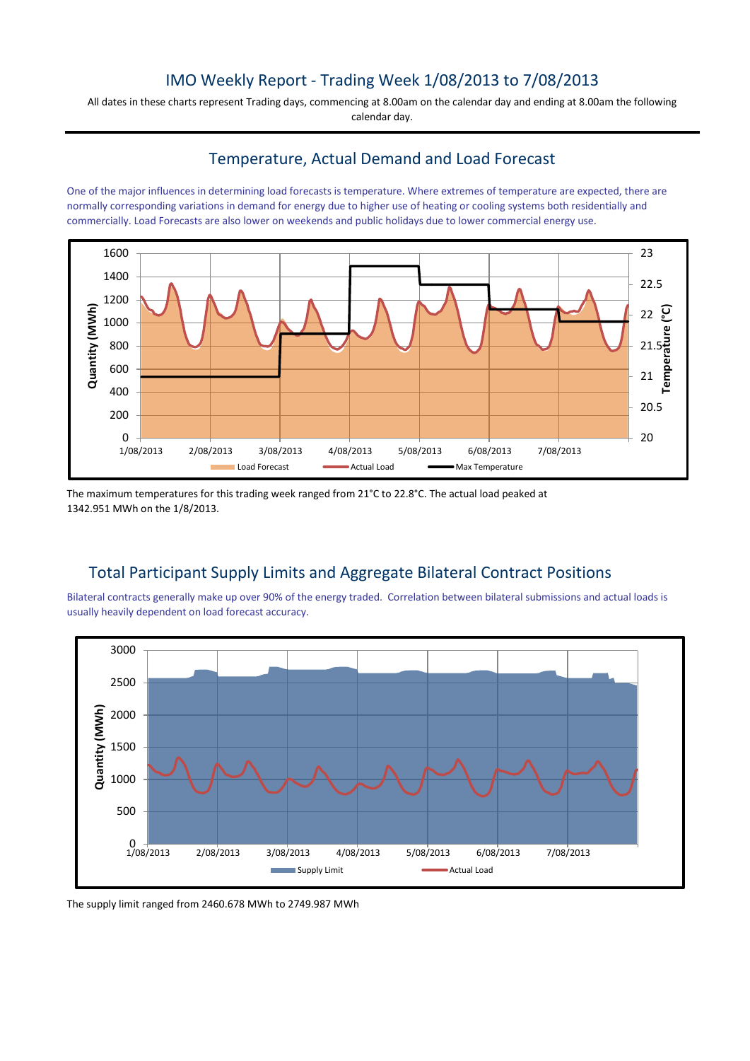# IMO Weekly Report - Trading Week 1/08/2013 to 7/08/2013

All dates in these charts represent Trading days, commencing at 8.00am on the calendar day and ending at 8.00am the following calendar day.

## Temperature, Actual Demand and Load Forecast

One of the major influences in determining load forecasts is temperature. Where extremes of temperature are expected, there are normally corresponding variations in demand for energy due to higher use of heating or cooling systems both residentially and commercially. Load Forecasts are also lower on weekends and public holidays due to lower commercial energy use.

The maximum temperatures for this trading week ranged from 21°C to 22.8°C. The actual load peaked at 1342.951 MWh on the 1/8/2013.

## Total Participant Supply Limits and Aggregate Bilateral Contract Positions

Bilateral contracts generally make up over 90% of the energy traded. Correlation between bilateral submissions and actual loads is usually heavily dependent on load forecast accuracy.

The supply limit ranged from 2460.678 MWh to 2749.987 MWh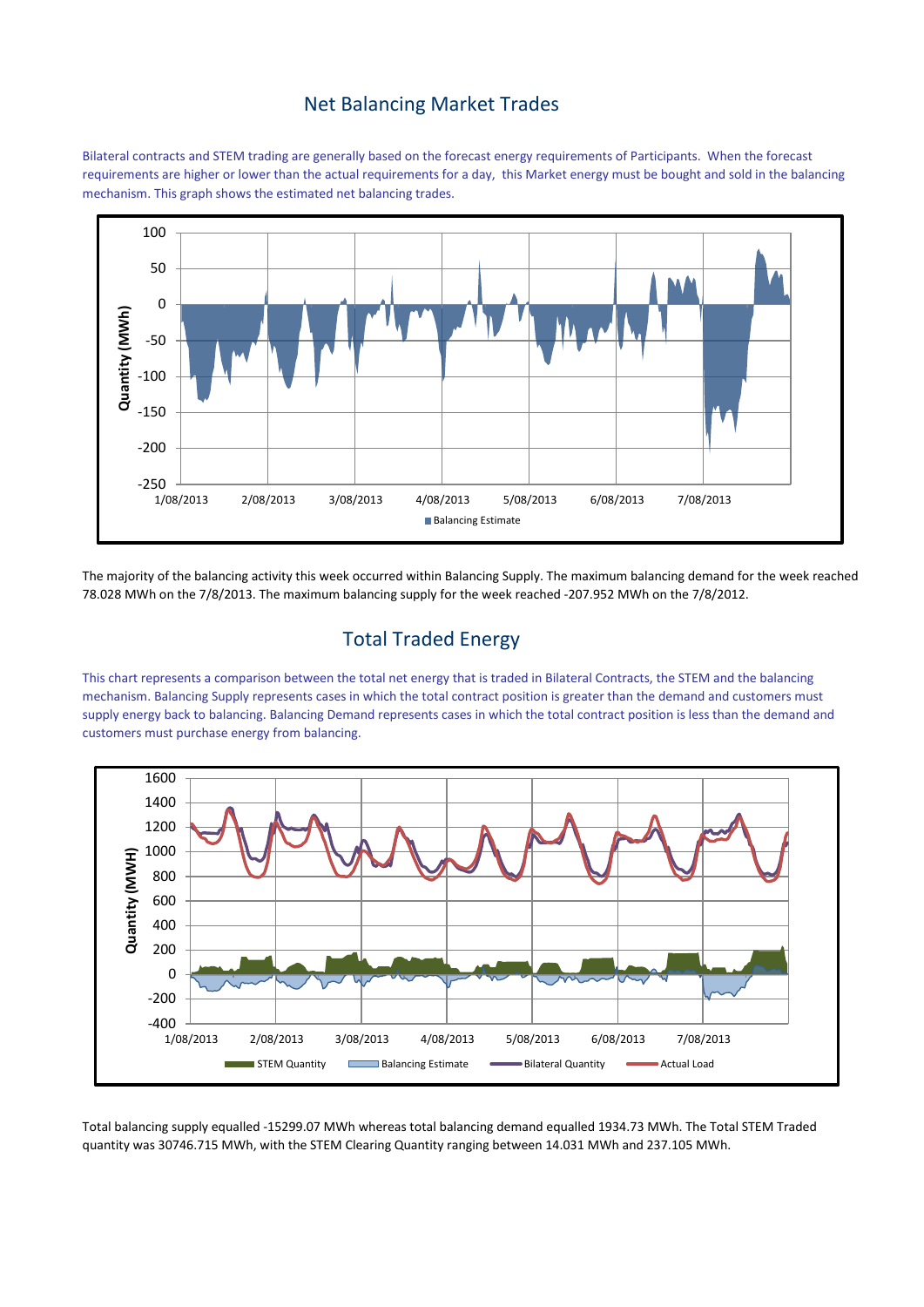## Net Balancing Market Trades

Bilateral contracts and STEM trading are generally based on the forecast energy requirements of Participants. When the forecast requirements are higher or lower than the actual requirements for a day, this Market energy must be bought and sold in the balancing mechanism. This graph shows the estimated net balancing trades.

The majority of the balancing activity this week occurred within Balancing Supply. The maximum balancing demand for the week reached 78.028 MWh on the 7/8/2013. The maximum balancing supply for the week reached -207.952 MWh on the 7/8/2012.

## Total Traded Energy

This chart represents a comparison between the total net energy that is traded in Bilateral Contracts, the STEM and the balancing mechanism. Balancing Supply represents cases in which the total contract position is greater than the demand and customers must supply energy back to balancing. Balancing Demand represents cases in which the total contract position is less than the demand and customers must purchase energy from balancing.

Total balancing supply equalled -15299.07 MWh whereas total balancing demand equalled 1934.73 MWh. The Total STEM Traded quantity was 30746.715 MWh, with the STEM Clearing Quantity ranging between 14.031 MWh and 237.105 MWh.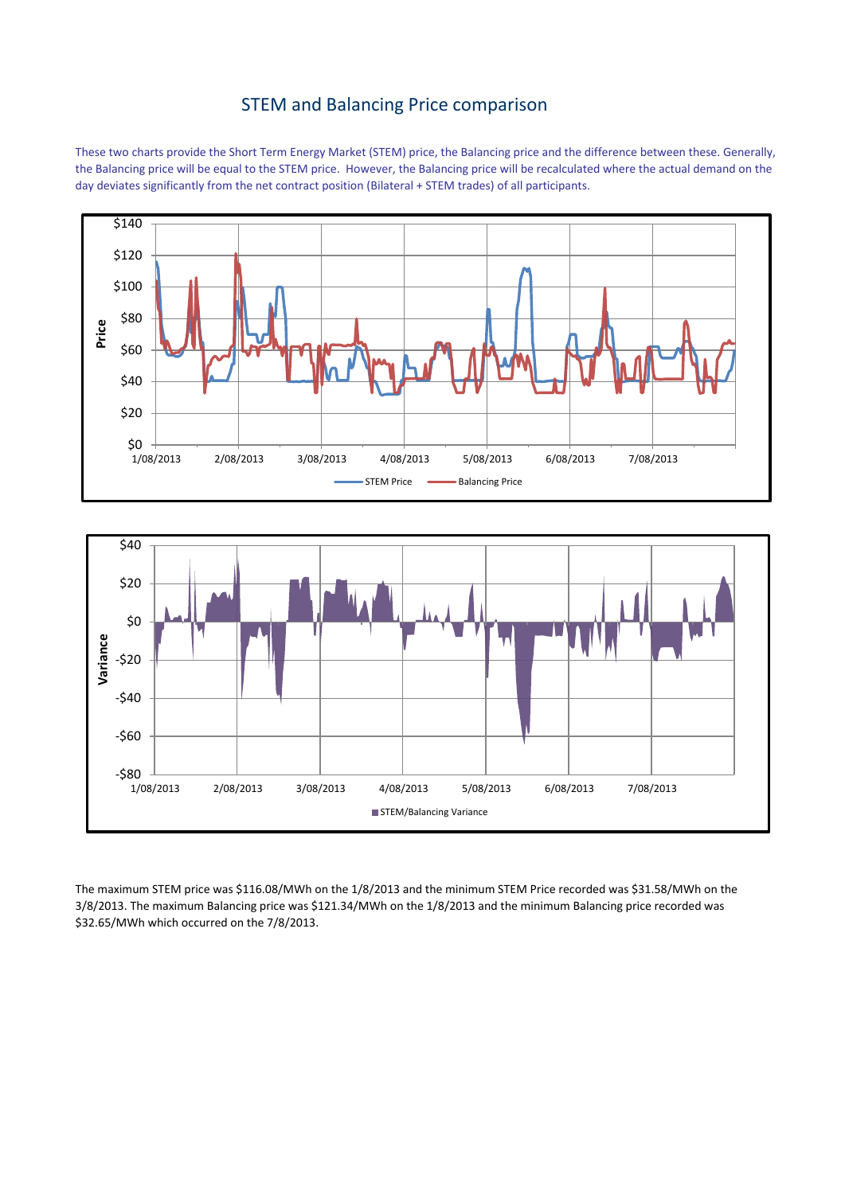# STEM and Balancing Price comparison

These two charts provide the Short Term Energy Market (STEM) price, the Balancing price and the difference between these. Generally, the Balancing price will be equal to the STEM price. However, the Balancing price will be recalculated where the actual demand on the day deviates significantly from the net contract position (Bilateral + STEM trades) of all participants.

Price

$140
$120
$100
$80
$60
$40
$20
$0

1/08/2013 2/08/2013 3/08/2013 4/08/2013 5/08/2013 6/08/2013 7/08/2013

STEM Price
Balancing Price

Variance

$40
$20
$0
-$20
-$40
-$60
-$80

1/08/2013 2/08/2013 3/08/2013 4/08/2013 5/08/2013 6/08/2013 7/08/2013

STEM/Balancing Variance

The maximum STEM price was $116.08/MWh on the 1/8/2013 and the minimum STEM Price recorded was $31.58/MWh on the 3/8/2013. The maximum Balancing price was $121.34/MWh on the 1/8/2013 and the minimum Balancing price recorded was $32.65/MWh which occurred on the 7/8/2013.